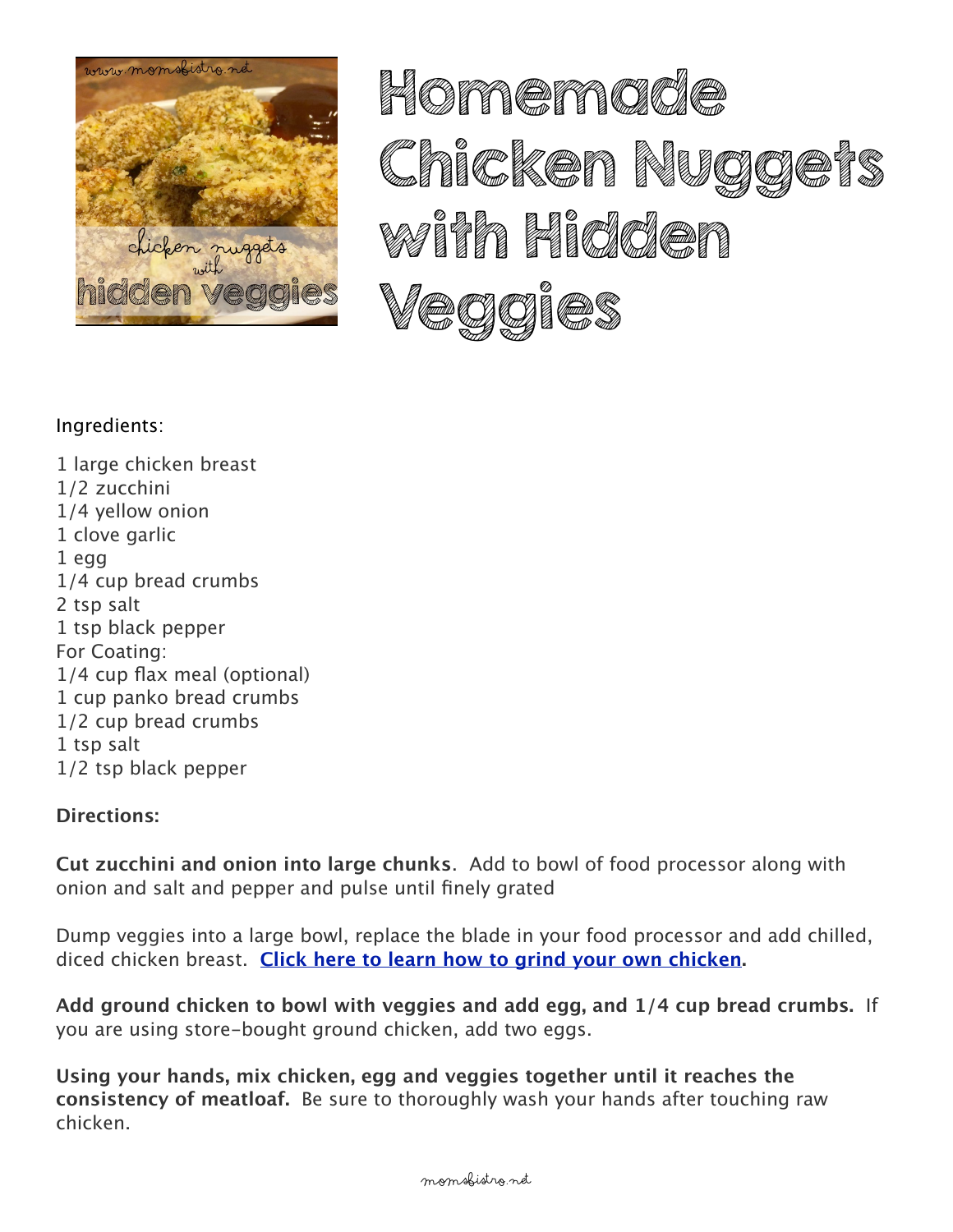# Homemade Chicken Nuggets with Hidden Veggies

Ingredients:

1 large chicken breast
1/2 zucchini
1/4 yellow onion
1 clove garlic
1 egg
1/4 cup bread crumbs
2 tsp salt
1 tsp black pepper
For Coating:
1/4 cup flax meal (optional)
1 cup panko bread crumbs
1/2 cup bread crumbs
1 tsp salt
1/2 tsp black pepper

**Directions:**

**Cut zucchini and onion into large chunks**. Add to bowl of food processor along with onion and salt and pepper and pulse until finely grated

Dump veggies into a large bowl, replace the blade in your food processor and add chilled, diced chicken breast. **Click here to learn how to grind your own chicken.**

**Add ground chicken to bowl with veggies and add egg, and 1/4 cup bread crumbs.** If you are using store-bought ground chicken, add two eggs.

**Using your hands, mix chicken, egg and veggies together until it reaches the consistency of meatloaf.** Be sure to thoroughly wash your hands after touching raw chicken.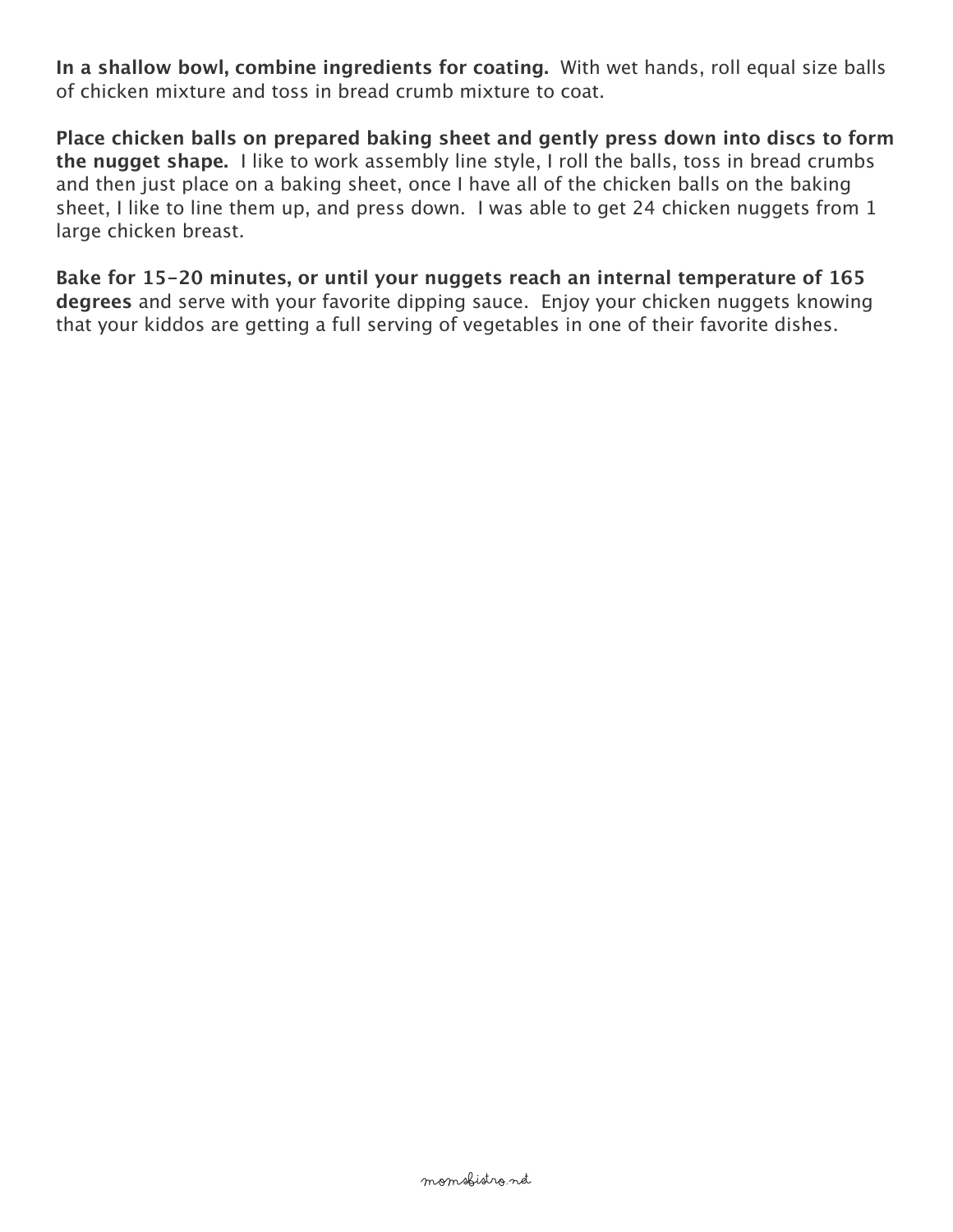**In a shallow bowl, combine ingredients for coating.** With wet hands, roll equal size balls of chicken mixture and toss in bread crumb mixture to coat.

**Place chicken balls on prepared baking sheet and gently press down into discs to form the nugget shape.** I like to work assembly line style, I roll the balls, toss in bread crumbs and then just place on a baking sheet, once I have all of the chicken balls on the baking sheet, I like to line them up, and press down. I was able to get 24 chicken nuggets from 1 large chicken breast.

**Bake for 15-20 minutes, or until your nuggets reach an internal temperature of 165 degrees** and serve with your favorite dipping sauce. Enjoy your chicken nuggets knowing that your kiddos are getting a full serving of vegetables in one of their favorite dishes.